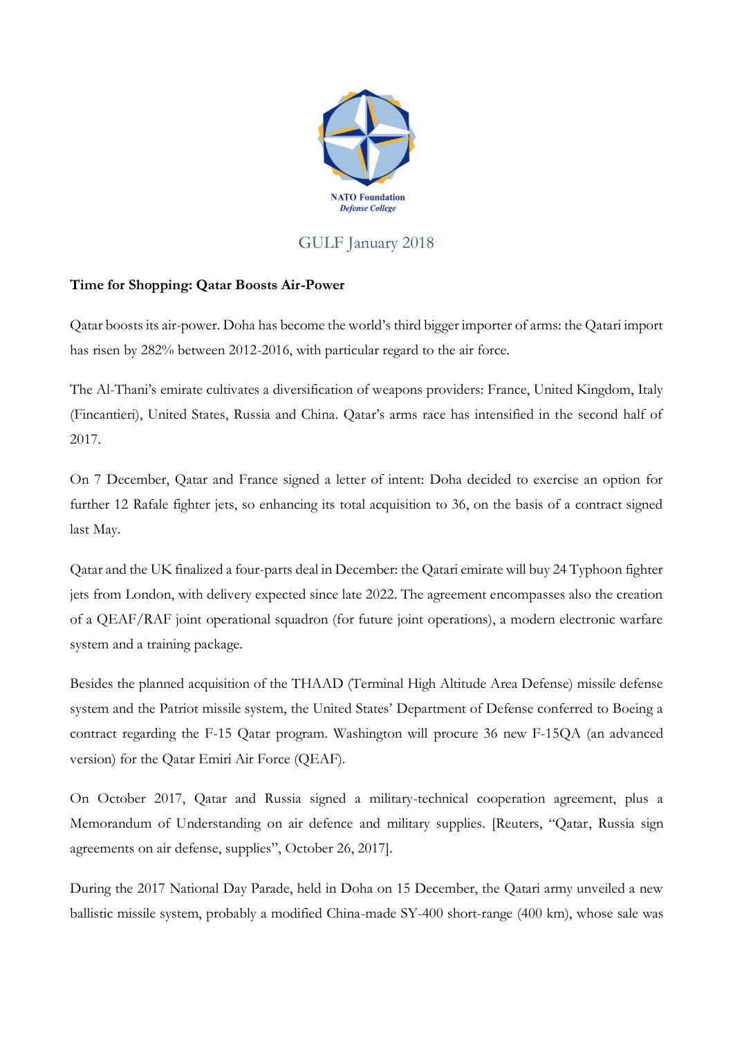NATO Foundation
*Defense College*

GULF January 2018

**Time for Shopping: Qatar Boosts Air-Power**

Qatar boosts its air-power. Doha has become the world's third bigger importer of arms: the Qatari import has risen by 282% between 2012-2016, with particular regard to the air force.

The Al-Thani's emirate cultivates a diversification of weapons providers: France, United Kingdom, Italy (Fincantieri), United States, Russia and China. Qatar's arms race has intensified in the second half of 2017.

On 7 December, Qatar and France signed a letter of intent: Doha decided to exercise an option for further 12 Rafale fighter jets, so enhancing its total acquisition to 36, on the basis of a contract signed last May.

Qatar and the UK finalized a four-parts deal in December: the Qatari emirate will buy 24 Typhoon fighter jets from London, with delivery expected since late 2022. The agreement encompasses also the creation of a QEAF/RAF joint operational squadron (for future joint operations), a modern electronic warfare system and a training package.

Besides the planned acquisition of the THAAD (Terminal High Altitude Area Defense) missile defense system and the Patriot missile system, the United States' Department of Defense conferred to Boeing a contract regarding the F-15 Qatar program. Washington will procure 36 new F-15QA (an advanced version) for the Qatar Emiri Air Force (QEAF).

On October 2017, Qatar and Russia signed a military-technical cooperation agreement, plus a Memorandum of Understanding on air defence and military supplies. [Reuters, "Qatar, Russia sign agreements on air defense, supplies", October 26, 2017].

During the 2017 National Day Parade, held in Doha on 15 December, the Qatari army unveiled a new ballistic missile system, probably a modified China-made SY-400 short-range (400 km), whose sale was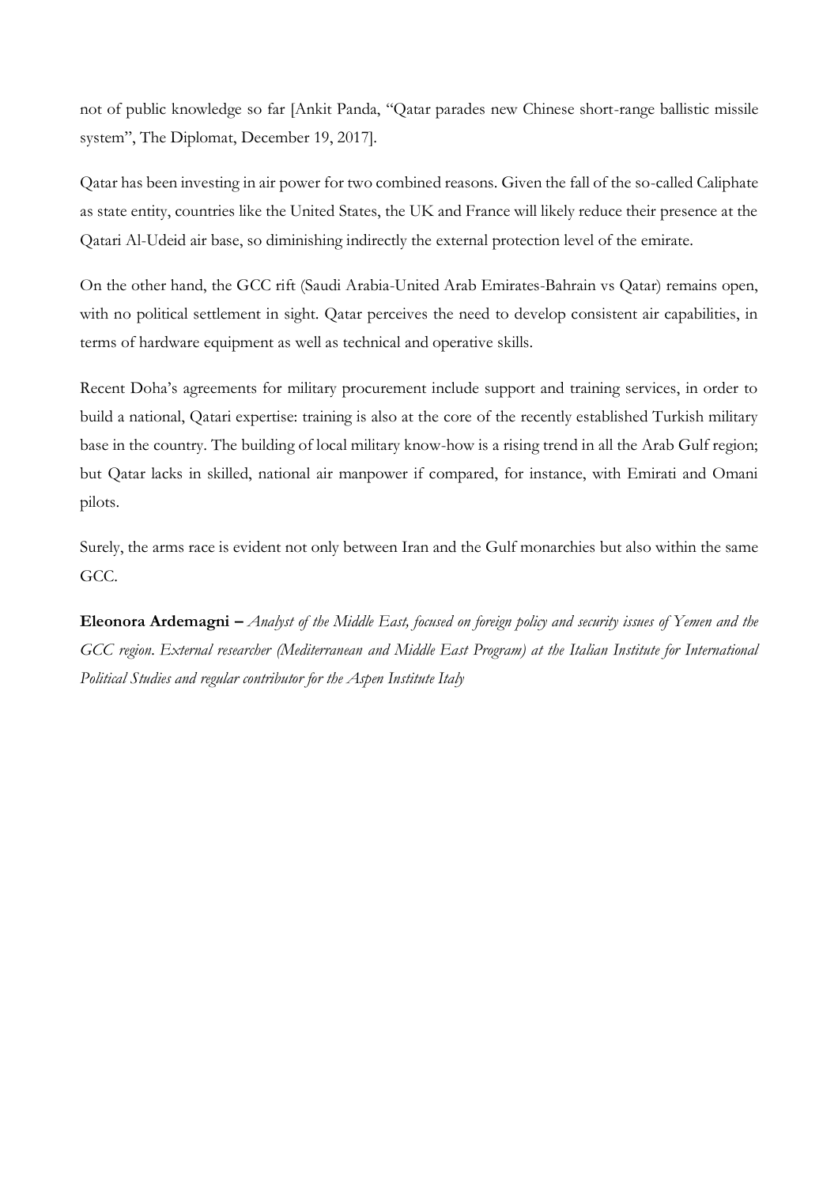not of public knowledge so far [Ankit Panda, "Qatar parades new Chinese short-range ballistic missile system", The Diplomat, December 19, 2017].

Qatar has been investing in air power for two combined reasons. Given the fall of the so-called Caliphate as state entity, countries like the United States, the UK and France will likely reduce their presence at the Qatari Al-Udeid air base, so diminishing indirectly the external protection level of the emirate.

On the other hand, the GCC rift (Saudi Arabia-United Arab Emirates-Bahrain vs Qatar) remains open, with no political settlement in sight. Qatar perceives the need to develop consistent air capabilities, in terms of hardware equipment as well as technical and operative skills.

Recent Doha's agreements for military procurement include support and training services, in order to build a national, Qatari expertise: training is also at the core of the recently established Turkish military base in the country. The building of local military know-how is a rising trend in all the Arab Gulf region; but Qatar lacks in skilled, national air manpower if compared, for instance, with Emirati and Omani pilots.

Surely, the arms race is evident not only between Iran and the Gulf monarchies but also within the same GCC.

**Eleonora Ardemagni –** *Analyst of the Middle East, focused on foreign policy and security issues of Yemen and the GCC region. External researcher (Mediterranean and Middle East Program) at the Italian Institute for International Political Studies and regular contributor for the Aspen Institute Italy*